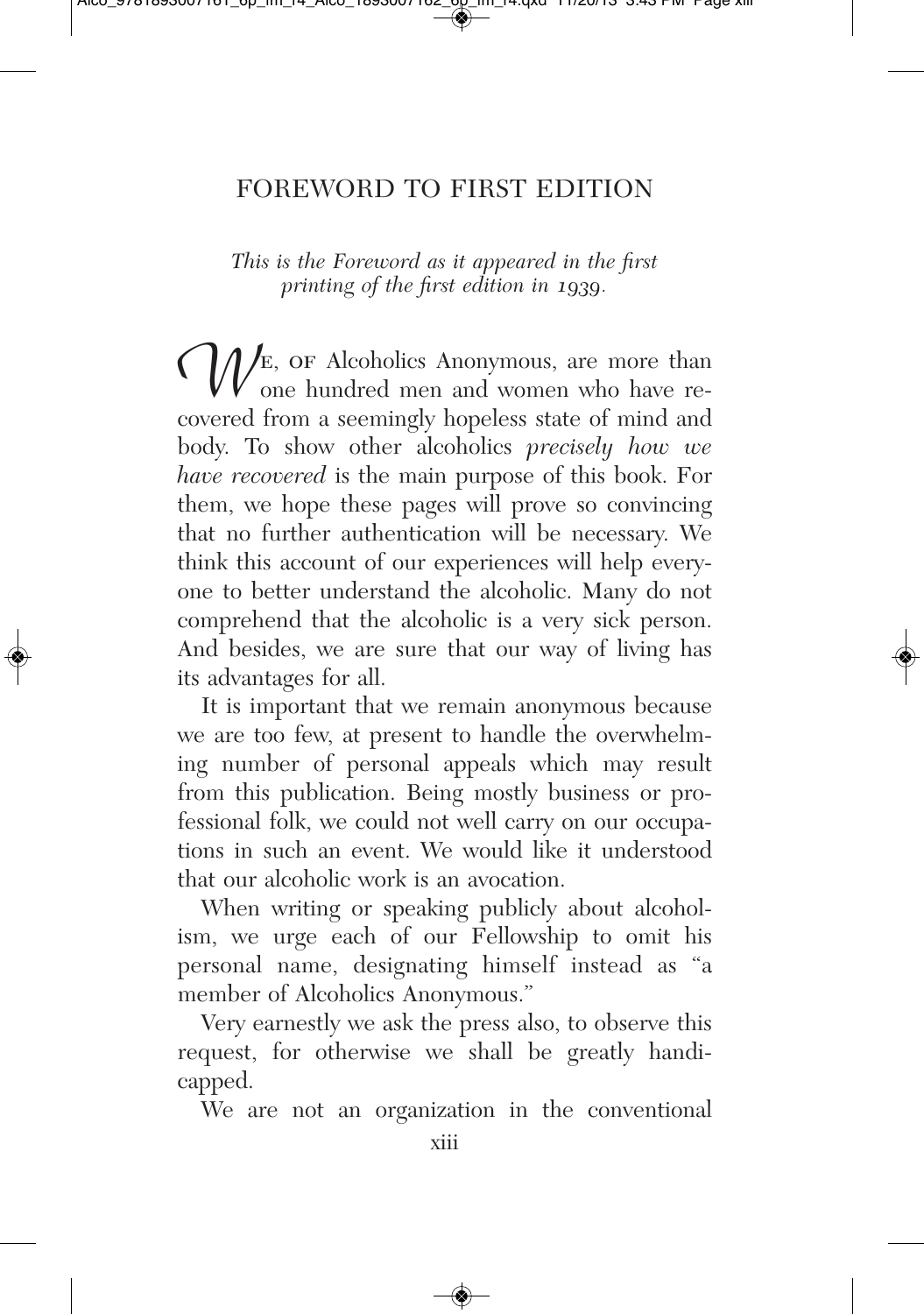# FOREWORD TO FIRST EDITION

*This is the Foreword as it appeared in the first printing of the first edition in 1939.*

WE, OF Alcoholics Anonymous, are more than one hundred men and women who have recovered from a seemingly hopeless state of mind and body. To show other alcoholics *precisely how we have recovered* is the main purpose of this book. For them, we hope these pages will prove so convincing that no further authentication will be necessary. We think this account of our experiences will help everyone to better understand the alcoholic. Many do not comprehend that the alcoholic is a very sick person. And besides, we are sure that our way of living has its advantages for all.

It is important that we remain anonymous because we are too few, at present to handle the overwhelming number of personal appeals which may result from this publication. Being mostly business or professional folk, we could not well carry on our occupations in such an event. We would like it understood that our alcoholic work is an avocation.

When writing or speaking publicly about alcoholism, we urge each of our Fellowship to omit his personal name, designating himself instead as "a member of Alcoholics Anonymous."

Very earnestly we ask the press also, to observe this request, for otherwise we shall be greatly handicapped.

We are not an organization in the conventional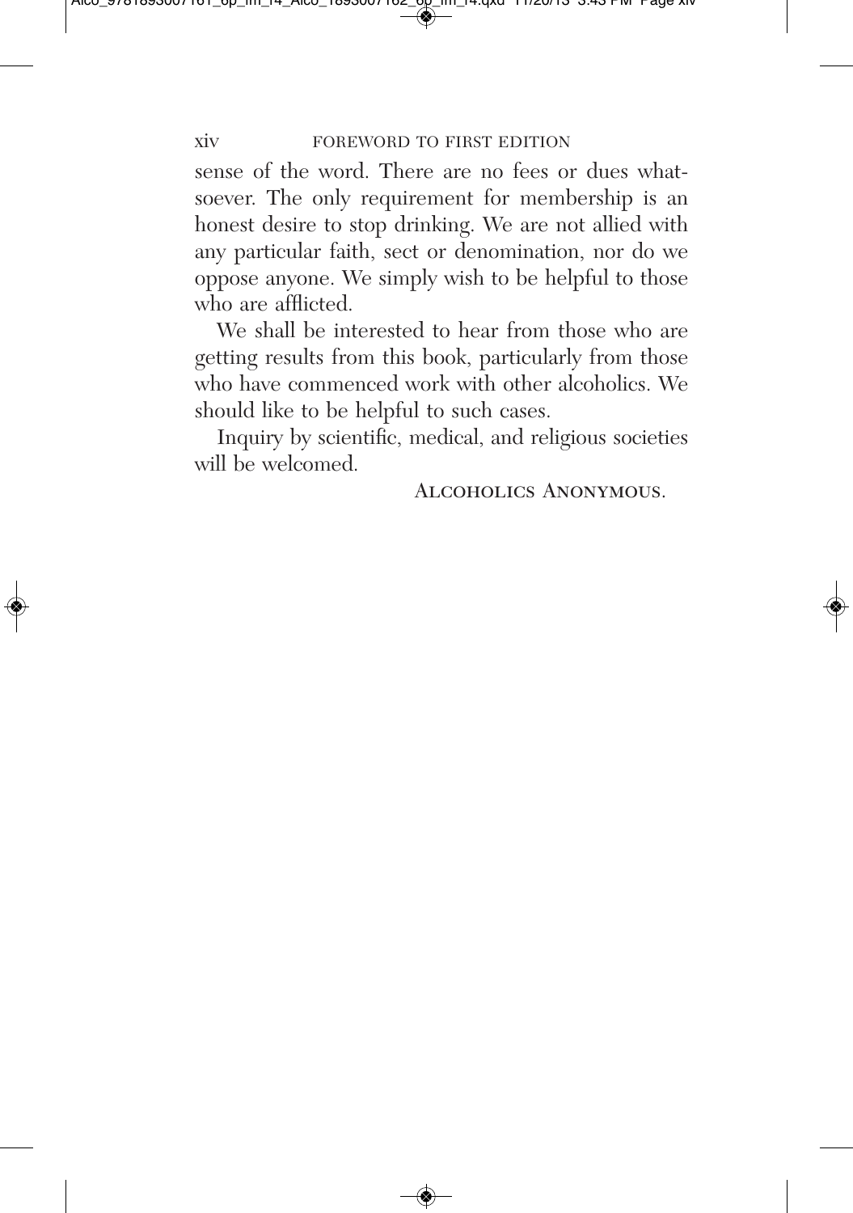sense of the word. There are no fees or dues whatsoever. The only requirement for membership is an honest desire to stop drinking. We are not allied with any particular faith, sect or denomination, nor do we oppose anyone. We simply wish to be helpful to those who are afflicted.

We shall be interested to hear from those who are getting results from this book, particularly from those who have commenced work with other alcoholics. We should like to be helpful to such cases.

Inquiry by scientific, medical, and religious societies will be welcomed.

Alcoholics Anonymous.